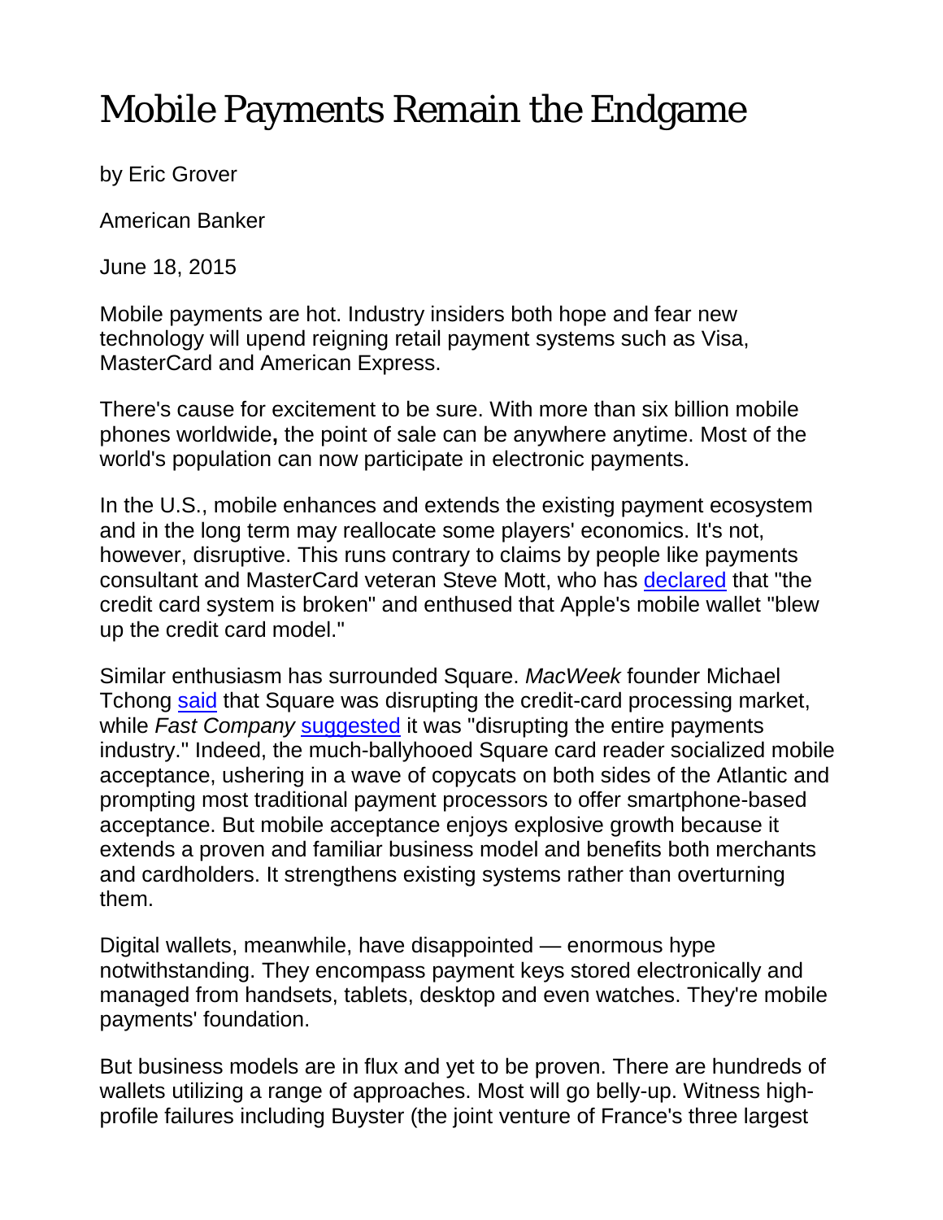# Mobile Payments Remain the Endgame

by Eric Grover

American Banker

June 18, 2015

Mobile payments are hot. Industry insiders both hope and fear new technology will upend reigning retail payment systems such as Visa, MasterCard and American Express.

There's cause for excitement to be sure. With more than six billion mobile phones worldwide**,** the point of sale can be anywhere anytime. Most of the world's population can now participate in electronic payments.

In the U.S., mobile enhances and extends the existing payment ecosystem and in the long term may reallocate some players' economics. It's not, however, disruptive. This runs contrary to claims by people like payments consultant and MasterCard veteran Steve Mott, who has declared that "the credit card system is broken" and enthused that Apple's mobile wallet "blew up the credit card model."

Similar enthusiasm has surrounded Square. *MacWeek* founder Michael Tchong said that Square was disrupting the credit-card processing market, while *Fast Company* suggested it was "disrupting the entire payments industry." Indeed, the much-ballyhooed Square card reader socialized mobile acceptance, ushering in a wave of copycats on both sides of the Atlantic and prompting most traditional payment processors to offer smartphone-based acceptance. But mobile acceptance enjoys explosive growth because it extends a proven and familiar business model and benefits both merchants and cardholders. It strengthens existing systems rather than overturning them.

Digital wallets, meanwhile, have disappointed — enormous hype notwithstanding. They encompass payment keys stored electronically and managed from handsets, tablets, desktop and even watches. They're mobile payments' foundation.

But business models are in flux and yet to be proven. There are hundreds of wallets utilizing a range of approaches. Most will go belly-up. Witness high-profile failures including Buyster (the joint venture of France's three largest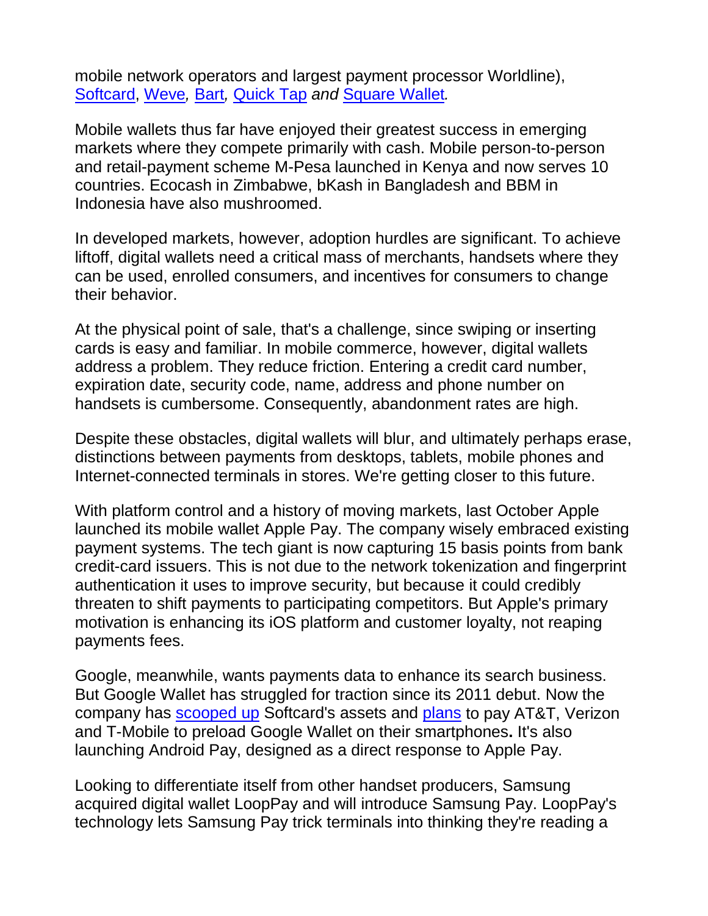mobile network operators and largest payment processor Worldline), Softcard, Weve*,* Bart*,* Quick Tap *and* Square Wallet*.*

Mobile wallets thus far have enjoyed their greatest success in emerging markets where they compete primarily with cash. Mobile person-to-person and retail-payment scheme M-Pesa launched in Kenya and now serves 10 countries. Ecocash in Zimbabwe, bKash in Bangladesh and BBM in Indonesia have also mushroomed.

In developed markets, however, adoption hurdles are significant. To achieve liftoff, digital wallets need a critical mass of merchants, handsets where they can be used, enrolled consumers, and incentives for consumers to change their behavior.

At the physical point of sale, that's a challenge, since swiping or inserting cards is easy and familiar. In mobile commerce, however, digital wallets address a problem. They reduce friction. Entering a credit card number, expiration date, security code, name, address and phone number on handsets is cumbersome. Consequently, abandonment rates are high.

Despite these obstacles, digital wallets will blur, and ultimately perhaps erase, distinctions between payments from desktops, tablets, mobile phones and Internet-connected terminals in stores. We're getting closer to this future.

With platform control and a history of moving markets, last October Apple launched its mobile wallet Apple Pay. The company wisely embraced existing payment systems. The tech giant is now capturing 15 basis points from bank credit-card issuers. This is not due to the network tokenization and fingerprint authentication it uses to improve security, but because it could credibly threaten to shift payments to participating competitors. But Apple's primary motivation is enhancing its iOS platform and customer loyalty, not reaping payments fees.

Google, meanwhile, wants payments data to enhance its search business. But Google Wallet has struggled for traction since its 2011 debut. Now the company has scooped up Softcard's assets and plans to pay AT&T, Verizon and T-Mobile to preload Google Wallet on their smartphones**.** It's also launching Android Pay, designed as a direct response to Apple Pay.

Looking to differentiate itself from other handset producers, Samsung acquired digital wallet LoopPay and will introduce Samsung Pay. LoopPay's technology lets Samsung Pay trick terminals into thinking they're reading a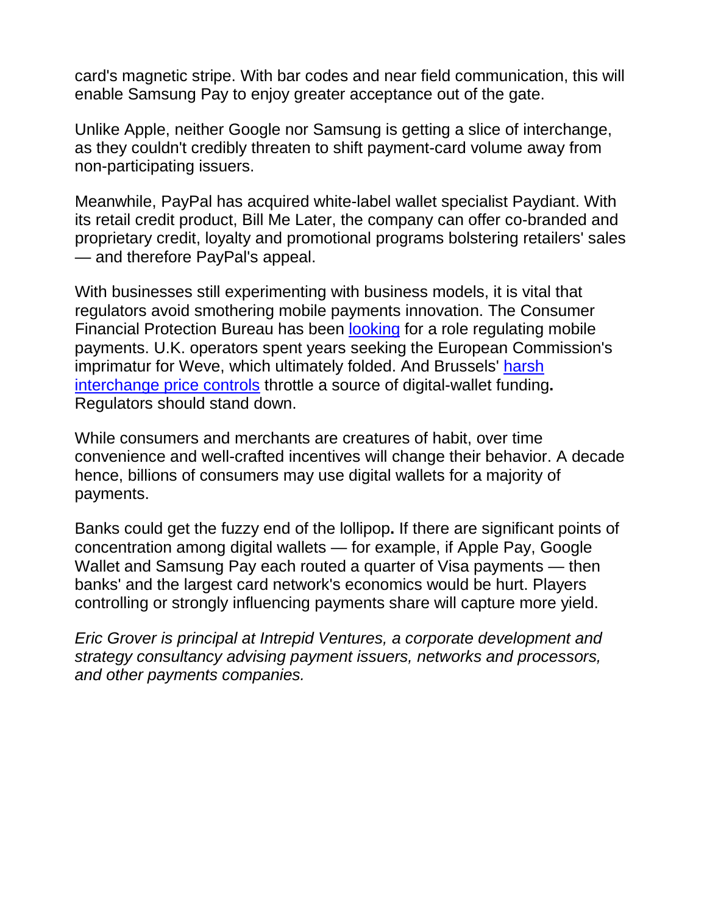card's magnetic stripe. With bar codes and near field communication, this will enable Samsung Pay to enjoy greater acceptance out of the gate.

Unlike Apple, neither Google nor Samsung is getting a slice of interchange, as they couldn't credibly threaten to shift payment-card volume away from non-participating issuers.

Meanwhile, PayPal has acquired white-label wallet specialist Paydiant. With its retail credit product, Bill Me Later, the company can offer co-branded and proprietary credit, loyalty and promotional programs bolstering retailers' sales — and therefore PayPal's appeal.

With businesses still experimenting with business models, it is vital that regulators avoid smothering mobile payments innovation. The Consumer Financial Protection Bureau has been looking for a role regulating mobile payments. U.K. operators spent years seeking the European Commission's imprimatur for Weve, which ultimately folded. And Brussels' harsh interchange price controls throttle a source of digital-wallet funding**.** Regulators should stand down.

While consumers and merchants are creatures of habit, over time convenience and well-crafted incentives will change their behavior. A decade hence, billions of consumers may use digital wallets for a majority of payments.

Banks could get the fuzzy end of the lollipop**.** If there are significant points of concentration among digital wallets — for example, if Apple Pay, Google Wallet and Samsung Pay each routed a quarter of Visa payments — then banks' and the largest card network's economics would be hurt. Players controlling or strongly influencing payments share will capture more yield.

*Eric Grover is principal at Intrepid Ventures, a corporate development and strategy consultancy advising payment issuers, networks and processors, and other payments companies.*